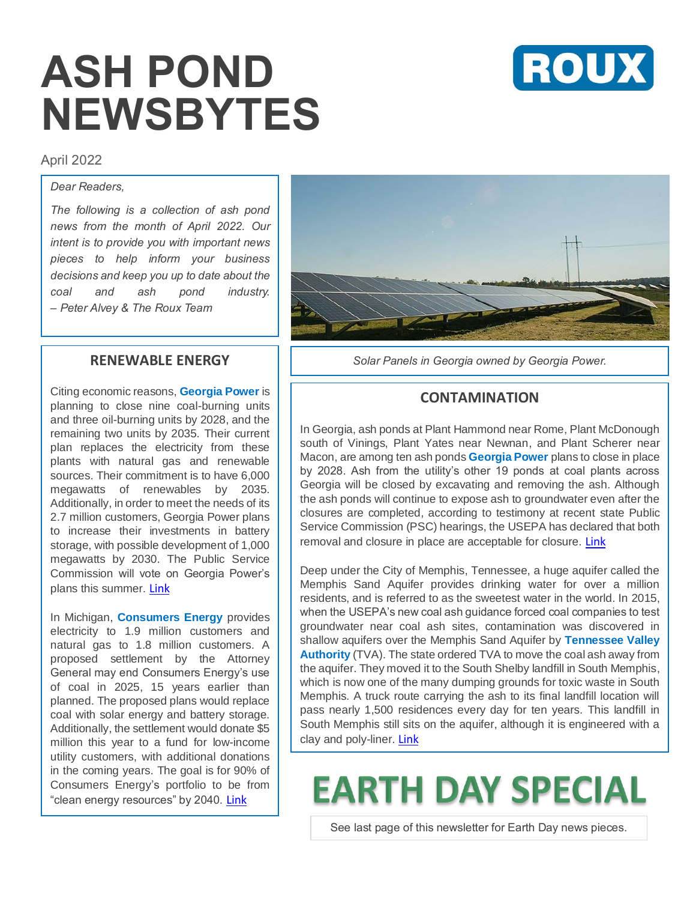# ASH POND NEWSBYTES

ROUX

April 2022

*Dear Readers,*

*The following is a collection of ash pond news from the month of April 2022. Our intent is to provide you with important news pieces to help inform your business decisions and keep you up to date about the coal and ash pond industry. – Peter Alvey & The Roux Team*

## RENEWABLE ENERGY

Citing economic reasons, **Georgia Power** is planning to close nine coal-burning units and three oil-burning units by 2028, and the remaining two units by 2035. Their current plan replaces the electricity from these plants with natural gas and renewable sources. Their commitment is to have 6,000 megawatts of renewables by 2035. Additionally, in order to meet the needs of its 2.7 million customers, Georgia Power plans to increase their investments in battery storage, with possible development of 1,000 megawatts by 2030. The Public Service Commission will vote on Georgia Power's plans this summer. Link

In Michigan, **Consumers Energy** provides electricity to 1.9 million customers and natural gas to 1.8 million customers. A proposed settlement by the Attorney General may end Consumers Energy's use of coal in 2025, 15 years earlier than planned. The proposed plans would replace coal with solar energy and battery storage. Additionally, the settlement would donate $5 million this year to a fund for low-income utility customers, with additional donations in the coming years. The goal is for 90% of Consumers Energy's portfolio to be from "clean energy resources" by 2040. Link

Solar Panels in Georgia owned by Georgia Power.

## CONTAMINATION

In Georgia, ash ponds at Plant Hammond near Rome, Plant McDonough south of Vinings, Plant Yates near Newnan, and Plant Scherer near Macon, are among ten ash ponds **Georgia Power** plans to close in place by 2028. Ash from the utility's other 19 ponds at coal plants across Georgia will be closed by excavating and removing the ash. Although the ash ponds will continue to expose ash to groundwater even after the closures are completed, according to testimony at recent state Public Service Commission (PSC) hearings, the USEPA has declared that both removal and closure in place are acceptable for closure. Link

Deep under the City of Memphis, Tennessee, a huge aquifer called the Memphis Sand Aquifer provides drinking water for over a million residents, and is referred to as the sweetest water in the world. In 2015, when the USEPA's new coal ash guidance forced coal companies to test groundwater near coal ash sites, contamination was discovered in shallow aquifers over the Memphis Sand Aquifer by **Tennessee Valley Authority** (TVA). The state ordered TVA to move the coal ash away from the aquifer. They moved it to the South Shelby landfill in South Memphis, which is now one of the many dumping grounds for toxic waste in South Memphis. A truck route carrying the ash to its final landfill location will pass nearly 1,500 residences every day for ten years. This landfill in South Memphis still sits on the aquifer, although it is engineered with a clay and poly-liner. Link

## EARTH DAY SPECIAL

See last page of this newsletter for Earth Day news pieces.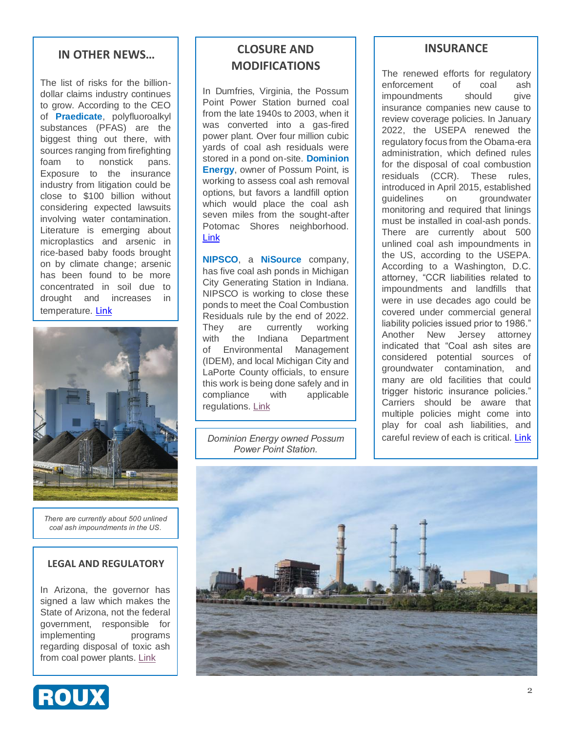## IN OTHER NEWS…

The list of risks for the billion-dollar claims industry continues to grow. According to the CEO of **Praedicate**, polyfluoroalkyl substances (PFAS) are the biggest thing out there, with sources ranging from firefighting foam to nonstick pans. Exposure to the insurance industry from litigation could be close to $100 billion without considering expected lawsuits involving water contamination. Literature is emerging about microplastics and arsenic in rice-based baby foods brought on by climate change; arsenic has been found to be more concentrated in soil due to drought and increases in temperature. Link

*There are currently about 500 unlined coal ash impoundments in the US.*

## LEGAL AND REGULATORY

In Arizona, the governor has signed a law which makes the State of Arizona, not the federal government, responsible for implementing programs regarding disposal of toxic ash from coal power plants. Link

## CLOSURE AND MODIFICATIONS

In Dumfries, Virginia, the Possum Point Power Station burned coal from the late 1940s to 2003, when it was converted into a gas-fired power plant. Over four million cubic yards of coal ash residuals were stored in a pond on-site. **Dominion Energy**, owner of Possum Point, is working to assess coal ash removal options, but favors a landfill option which would place the coal ash seven miles from the sought-after Potomac Shores neighborhood. Link

**NIPSCO**, a **NiSource** company, has five coal ash ponds in Michigan City Generating Station in Indiana. NIPSCO is working to close these ponds to meet the Coal Combustion Residuals rule by the end of 2022. They are currently working with the Indiana Department of Environmental Management (IDEM), and local Michigan City and LaPorte County officials, to ensure this work is being done safely and in compliance with applicable regulations. Link

*Dominion Energy owned Possum Power Point Station.*

## INSURANCE

The renewed efforts for regulatory enforcement of coal ash impoundments should give insurance companies new cause to review coverage policies. In January 2022, the USEPA renewed the regulatory focus from the Obama-era administration, which defined rules for the disposal of coal combustion residuals (CCR). These rules, introduced in April 2015, established guidelines on groundwater monitoring and required that linings must be installed in coal-ash ponds. There are currently about 500 unlined coal ash impoundments in the US, according to the USEPA. According to a Washington, D.C. attorney, "CCR liabilities related to impoundments and landfills that were in use decades ago could be covered under commercial general liability policies issued prior to 1986." Another New Jersey attorney indicated that "Coal ash sites are considered potential sources of groundwater contamination, and many are old facilities that could trigger historic insurance policies." Carriers should be aware that multiple policies might come into play for coal ash liabilities, and careful review of each is critical. Link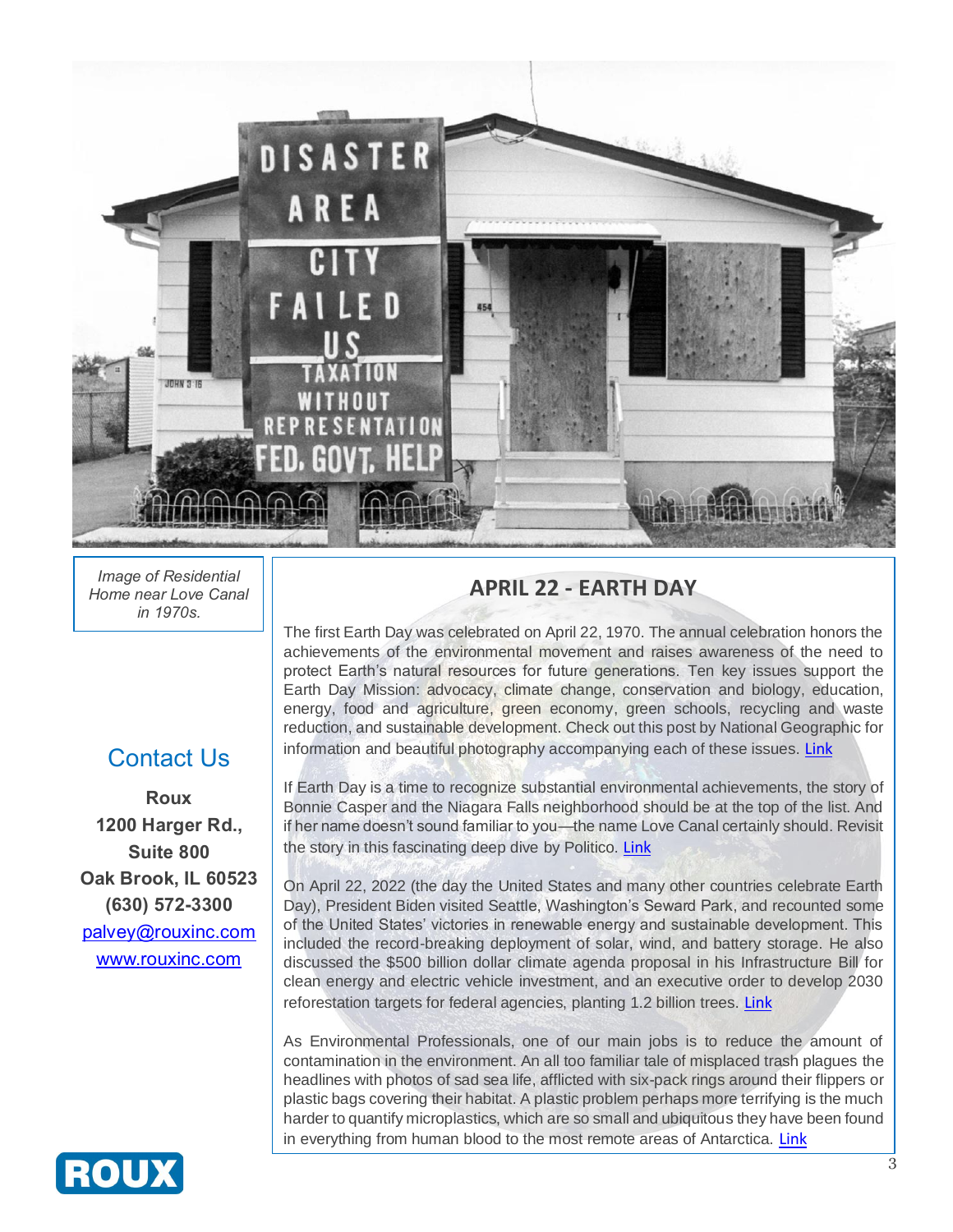*Image of Residential Home near Love Canal in 1970s.*

## APRIL 22 - EARTH DAY

The first Earth Day was celebrated on April 22, 1970. The annual celebration honors the achievements of the environmental movement and raises awareness of the need to protect Earth's natural resources for future generations. Ten key issues support the Earth Day Mission: advocacy, climate change, conservation and biology, education, energy, food and agriculture, green economy, green schools, recycling and waste reduction, and sustainable development. Check out this post by National Geographic for information and beautiful photography accompanying each of these issues. Link

If Earth Day is a time to recognize substantial environmental achievements, the story of Bonnie Casper and the Niagara Falls neighborhood should be at the top of the list. And if her name doesn't sound familiar to you—the name Love Canal certainly should. Revisit the story in this fascinating deep dive by Politico. Link

On April 22, 2022 (the day the United States and many other countries celebrate Earth Day), President Biden visited Seattle, Washington's Seward Park, and recounted some of the United States' victories in renewable energy and sustainable development. This included the record-breaking deployment of solar, wind, and battery storage. He also discussed the $500 billion dollar climate agenda proposal in his Infrastructure Bill for clean energy and electric vehicle investment, and an executive order to develop 2030 reforestation targets for federal agencies, planting 1.2 billion trees. Link

As Environmental Professionals, one of our main jobs is to reduce the amount of contamination in the environment. An all too familiar tale of misplaced trash plagues the headlines with photos of sad sea life, afflicted with six-pack rings around their flippers or plastic bags covering their habitat. A plastic problem perhaps more terrifying is the much harder to quantify microplastics, which are so small and ubiquitous they have been found in everything from human blood to the most remote areas of Antarctica. Link

## Contact Us

**Roux**
**1200 Harger Rd., Suite 800**
**Oak Brook, IL 60523**
**(630) 572-3300**
palvey@rouxinc.com
www.rouxinc.com

ROUX